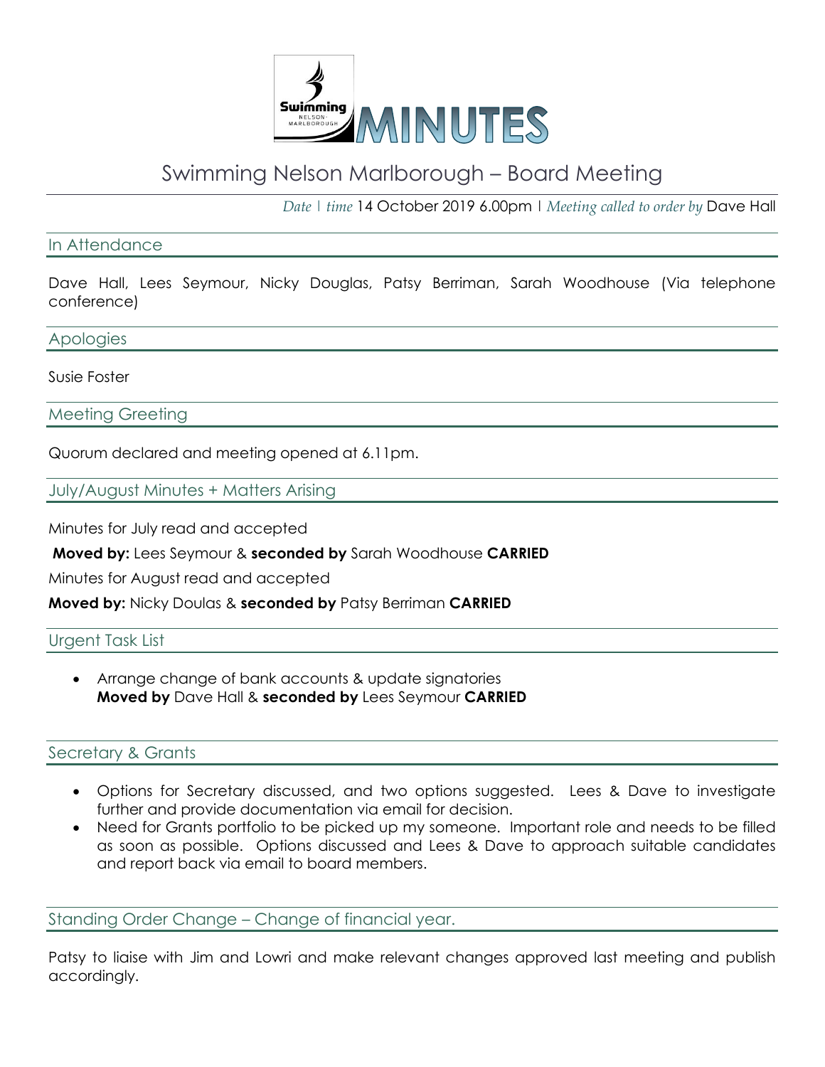# MINUTES

## Swimming Nelson Marlborough – Board Meeting

*Date* | *time* 14 October 2019 6.00pm | *Meeting called to order by* Dave Hall

### In Attendance

Dave Hall, Lees Seymour, Nicky Douglas, Patsy Berriman, Sarah Woodhouse (Via telephone conference)

### Apologies

Susie Foster

### Meeting Greeting

Quorum declared and meeting opened at 6.11pm.

### July/August Minutes + Matters Arising

Minutes for July read and accepted

**Moved by:** Lees Seymour & **seconded by** Sarah Woodhouse **CARRIED**

Minutes for August read and accepted

**Moved by:** Nicky Doulas & **seconded by** Patsy Berriman **CARRIED**

### Urgent Task List

- Arrange change of bank accounts & update signatories
  **Moved by** Dave Hall & **seconded by** Lees Seymour **CARRIED**

### Secretary & Grants

- Options for Secretary discussed, and two options suggested. Lees & Dave to investigate further and provide documentation via email for decision.
- Need for Grants portfolio to be picked up my someone. Important role and needs to be filled as soon as possible. Options discussed and Lees & Dave to approach suitable candidates and report back via email to board members.

### Standing Order Change – Change of financial year.

Patsy to liaise with Jim and Lowri and make relevant changes approved last meeting and publish accordingly.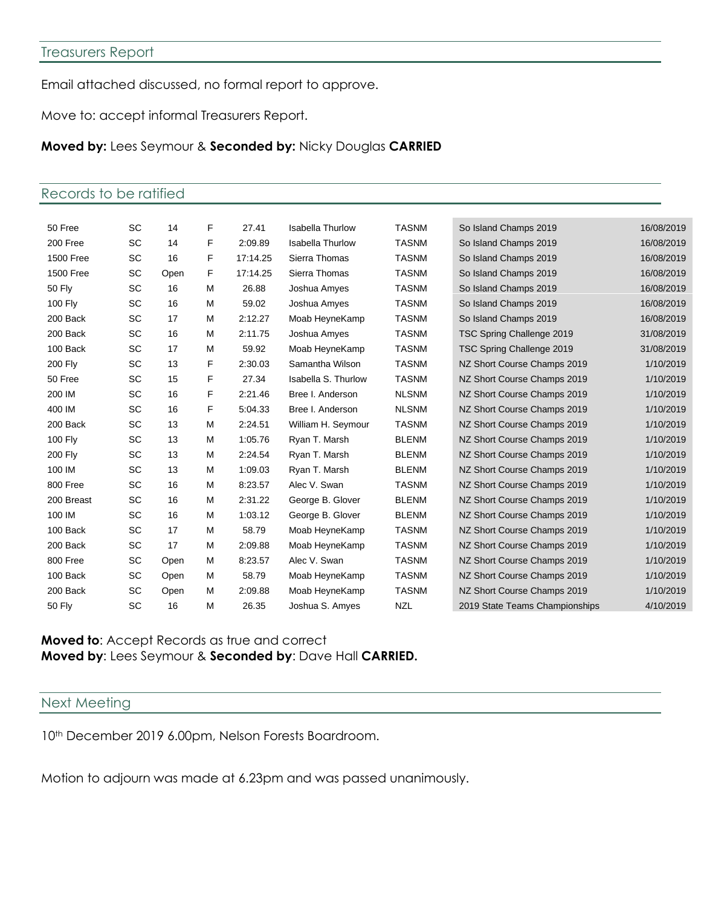## Treasurers Report

Email attached discussed, no formal report to approve.

Move to: accept informal Treasurers Report.

**Moved by:** Lees Seymour & **Seconded by:** Nicky Douglas **CARRIED**

## Records to be ratified

| | | | | | | | | |
|---|---|---|---|---|---|---|---|---|
| 50 Free | SC | 14 | F | 27.41 | Isabella Thurlow | TASNM | So Island Champs 2019 | 16/08/2019 |
| 200 Free | SC | 14 | F | 2:09.89 | Isabella Thurlow | TASNM | So Island Champs 2019 | 16/08/2019 |
| 1500 Free | SC | 16 | F | 17:14.25 | Sierra Thomas | TASNM | So Island Champs 2019 | 16/08/2019 |
| 1500 Free | SC | Open | F | 17:14.25 | Sierra Thomas | TASNM | So Island Champs 2019 | 16/08/2019 |
| 50 Fly | SC | 16 | M | 26.88 | Joshua Amyes | TASNM | So Island Champs 2019 | 16/08/2019 |
| 100 Fly | SC | 16 | M | 59.02 | Joshua Amyes | TASNM | So Island Champs 2019 | 16/08/2019 |
| 200 Back | SC | 17 | M | 2:12.27 | Moab HeyneKamp | TASNM | So Island Champs 2019 | 16/08/2019 |
| 200 Back | SC | 16 | M | 2:11.75 | Joshua Amyes | TASNM | TSC Spring Challenge 2019 | 31/08/2019 |
| 100 Back | SC | 17 | M | 59.92 | Moab HeyneKamp | TASNM | TSC Spring Challenge 2019 | 31/08/2019 |
| 200 Fly | SC | 13 | F | 2:30.03 | Samantha Wilson | TASNM | NZ Short Course Champs 2019 | 1/10/2019 |
| 50 Free | SC | 15 | F | 27.34 | Isabella S. Thurlow | TASNM | NZ Short Course Champs 2019 | 1/10/2019 |
| 200 IM | SC | 16 | F | 2:21.46 | Bree I. Anderson | NLSNM | NZ Short Course Champs 2019 | 1/10/2019 |
| 400 IM | SC | 16 | F | 5:04.33 | Bree I. Anderson | NLSNM | NZ Short Course Champs 2019 | 1/10/2019 |
| 200 Back | SC | 13 | M | 2:24.51 | William H. Seymour | TASNM | NZ Short Course Champs 2019 | 1/10/2019 |
| 100 Fly | SC | 13 | M | 1:05.76 | Ryan T. Marsh | BLENM | NZ Short Course Champs 2019 | 1/10/2019 |
| 200 Fly | SC | 13 | M | 2:24.54 | Ryan T. Marsh | BLENM | NZ Short Course Champs 2019 | 1/10/2019 |
| 100 IM | SC | 13 | M | 1:09.03 | Ryan T. Marsh | BLENM | NZ Short Course Champs 2019 | 1/10/2019 |
| 800 Free | SC | 16 | M | 8:23.57 | Alec V. Swan | TASNM | NZ Short Course Champs 2019 | 1/10/2019 |
| 200 Breast | SC | 16 | M | 2:31.22 | George B. Glover | BLENM | NZ Short Course Champs 2019 | 1/10/2019 |
| 100 IM | SC | 16 | M | 1:03.12 | George B. Glover | BLENM | NZ Short Course Champs 2019 | 1/10/2019 |
| 100 Back | SC | 17 | M | 58.79 | Moab HeyneKamp | TASNM | NZ Short Course Champs 2019 | 1/10/2019 |
| 200 Back | SC | 17 | M | 2:09.88 | Moab HeyneKamp | TASNM | NZ Short Course Champs 2019 | 1/10/2019 |
| 800 Free | SC | Open | M | 8:23.57 | Alec V. Swan | TASNM | NZ Short Course Champs 2019 | 1/10/2019 |
| 100 Back | SC | Open | M | 58.79 | Moab HeyneKamp | TASNM | NZ Short Course Champs 2019 | 1/10/2019 |
| 200 Back | SC | Open | M | 2:09.88 | Moab HeyneKamp | TASNM | NZ Short Course Champs 2019 | 1/10/2019 |
| 50 Fly | SC | 16 | M | 26.35 | Joshua S. Amyes | NZL | 2019 State Teams Championships | 4/10/2019 |

**Moved to**: Accept Records as true and correct
**Moved by**: Lees Seymour & **Seconded by**: Dave Hall **CARRIED.**

## Next Meeting

10th December 2019 6.00pm, Nelson Forests Boardroom.

Motion to adjourn was made at 6.23pm and was passed unanimously.